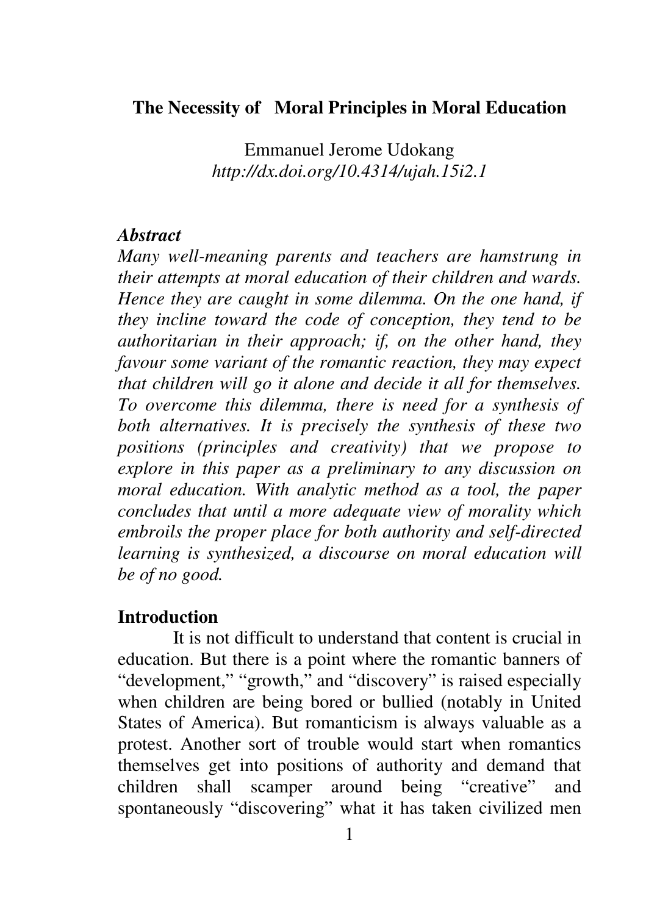# The Necessity of Moral Principles in Moral Education

Emmanuel Jerome Udokang
*http://dx.doi.org/10.4314/ujah.15i2.1*

***Abstract***

*Many well-meaning parents and teachers are hamstrung in their attempts at moral education of their children and wards. Hence they are caught in some dilemma. On the one hand, if they incline toward the code of conception, they tend to be authoritarian in their approach; if, on the other hand, they favour some variant of the romantic reaction, they may expect that children will go it alone and decide it all for themselves. To overcome this dilemma, there is need for a synthesis of both alternatives. It is precisely the synthesis of these two positions (principles and creativity) that we propose to explore in this paper as a preliminary to any discussion on moral education. With analytic method as a tool, the paper concludes that until a more adequate view of morality which embroils the proper place for both authority and self-directed learning is synthesized, a discourse on moral education will be of no good.*

## Introduction

It is not difficult to understand that content is crucial in education. But there is a point where the romantic banners of "development," "growth," and "discovery" is raised especially when children are being bored or bullied (notably in United States of America). But romanticism is always valuable as a protest. Another sort of trouble would start when romantics themselves get into positions of authority and demand that children shall scamper around being "creative" and spontaneously "discovering" what it has taken civilized men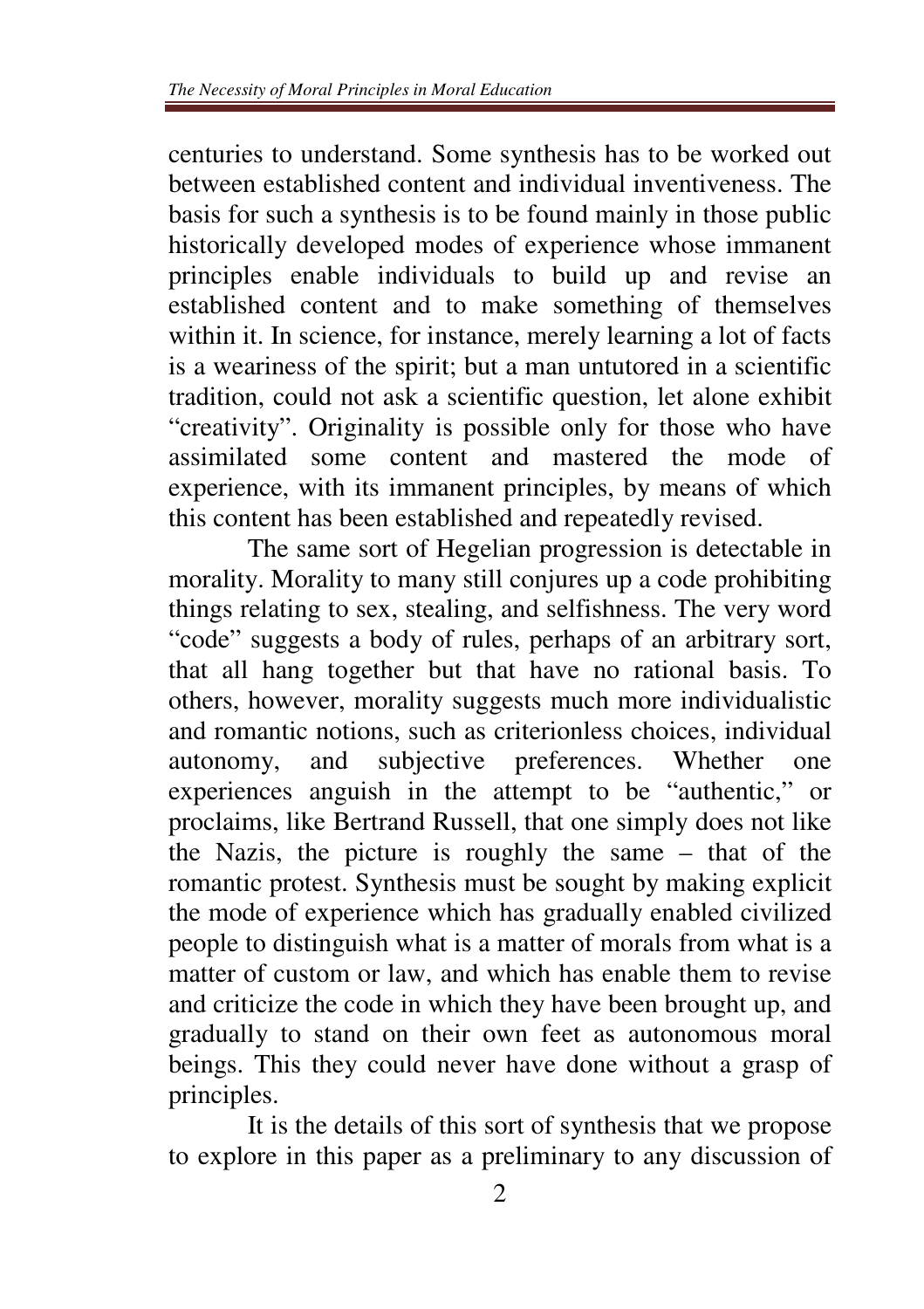centuries to understand. Some synthesis has to be worked out between established content and individual inventiveness. The basis for such a synthesis is to be found mainly in those public historically developed modes of experience whose immanent principles enable individuals to build up and revise an established content and to make something of themselves within it. In science, for instance, merely learning a lot of facts is a weariness of the spirit; but a man untutored in a scientific tradition, could not ask a scientific question, let alone exhibit "creativity". Originality is possible only for those who have assimilated some content and mastered the mode of experience, with its immanent principles, by means of which this content has been established and repeatedly revised.

The same sort of Hegelian progression is detectable in morality. Morality to many still conjures up a code prohibiting things relating to sex, stealing, and selfishness. The very word "code" suggests a body of rules, perhaps of an arbitrary sort, that all hang together but that have no rational basis. To others, however, morality suggests much more individualistic and romantic notions, such as criterionless choices, individual autonomy, and subjective preferences. Whether one experiences anguish in the attempt to be "authentic," or proclaims, like Bertrand Russell, that one simply does not like the Nazis, the picture is roughly the same – that of the romantic protest. Synthesis must be sought by making explicit the mode of experience which has gradually enabled civilized people to distinguish what is a matter of morals from what is a matter of custom or law, and which has enable them to revise and criticize the code in which they have been brought up, and gradually to stand on their own feet as autonomous moral beings. This they could never have done without a grasp of principles.

It is the details of this sort of synthesis that we propose to explore in this paper as a preliminary to any discussion of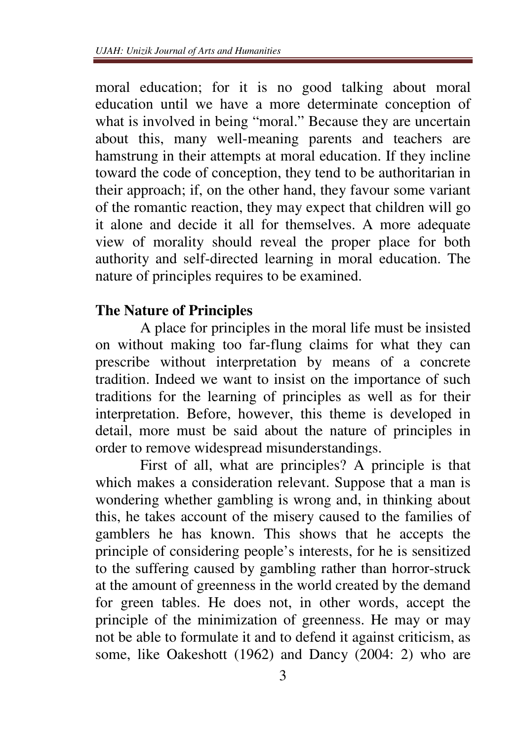moral education; for it is no good talking about moral education until we have a more determinate conception of what is involved in being "moral." Because they are uncertain about this, many well-meaning parents and teachers are hamstrung in their attempts at moral education. If they incline toward the code of conception, they tend to be authoritarian in their approach; if, on the other hand, they favour some variant of the romantic reaction, they may expect that children will go it alone and decide it all for themselves. A more adequate view of morality should reveal the proper place for both authority and self-directed learning in moral education. The nature of principles requires to be examined.

## The Nature of Principles

A place for principles in the moral life must be insisted on without making too far-flung claims for what they can prescribe without interpretation by means of a concrete tradition. Indeed we want to insist on the importance of such traditions for the learning of principles as well as for their interpretation. Before, however, this theme is developed in detail, more must be said about the nature of principles in order to remove widespread misunderstandings.

First of all, what are principles? A principle is that which makes a consideration relevant. Suppose that a man is wondering whether gambling is wrong and, in thinking about this, he takes account of the misery caused to the families of gamblers he has known. This shows that he accepts the principle of considering people's interests, for he is sensitized to the suffering caused by gambling rather than horror-struck at the amount of greenness in the world created by the demand for green tables. He does not, in other words, accept the principle of the minimization of greenness. He may or may not be able to formulate it and to defend it against criticism, as some, like Oakeshott (1962) and Dancy (2004: 2) who are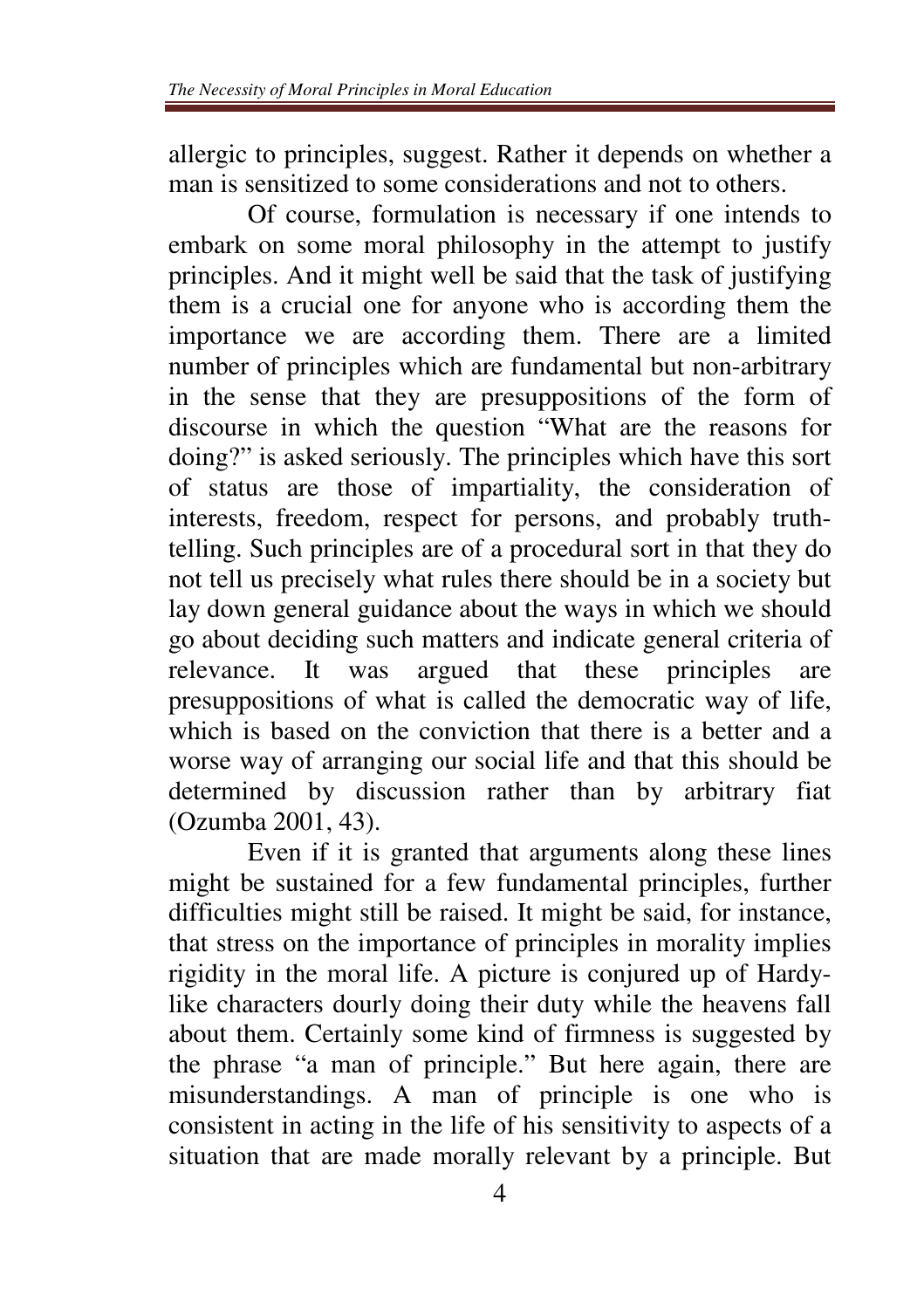allergic to principles, suggest. Rather it depends on whether a man is sensitized to some considerations and not to others.

Of course, formulation is necessary if one intends to embark on some moral philosophy in the attempt to justify principles. And it might well be said that the task of justifying them is a crucial one for anyone who is according them the importance we are according them. There are a limited number of principles which are fundamental but non-arbitrary in the sense that they are presuppositions of the form of discourse in which the question "What are the reasons for doing?" is asked seriously. The principles which have this sort of status are those of impartiality, the consideration of interests, freedom, respect for persons, and probably truth-telling. Such principles are of a procedural sort in that they do not tell us precisely what rules there should be in a society but lay down general guidance about the ways in which we should go about deciding such matters and indicate general criteria of relevance. It was argued that these principles are presuppositions of what is called the democratic way of life, which is based on the conviction that there is a better and a worse way of arranging our social life and that this should be determined by discussion rather than by arbitrary fiat (Ozumba 2001, 43).

Even if it is granted that arguments along these lines might be sustained for a few fundamental principles, further difficulties might still be raised. It might be said, for instance, that stress on the importance of principles in morality implies rigidity in the moral life. A picture is conjured up of Hardy-like characters dourly doing their duty while the heavens fall about them. Certainly some kind of firmness is suggested by the phrase "a man of principle." But here again, there are misunderstandings. A man of principle is one who is consistent in acting in the life of his sensitivity to aspects of a situation that are made morally relevant by a principle. But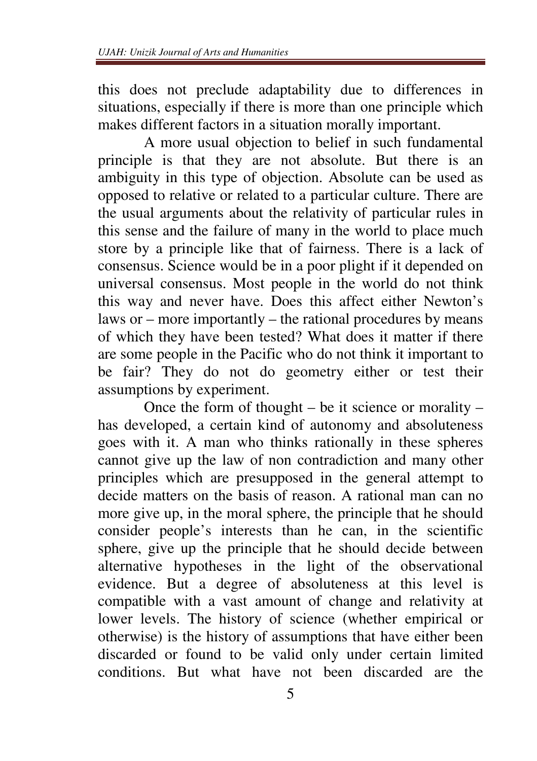this does not preclude adaptability due to differences in situations, especially if there is more than one principle which makes different factors in a situation morally important.

A more usual objection to belief in such fundamental principle is that they are not absolute. But there is an ambiguity in this type of objection. Absolute can be used as opposed to relative or related to a particular culture. There are the usual arguments about the relativity of particular rules in this sense and the failure of many in the world to place much store by a principle like that of fairness. There is a lack of consensus. Science would be in a poor plight if it depended on universal consensus. Most people in the world do not think this way and never have. Does this affect either Newton's laws or – more importantly – the rational procedures by means of which they have been tested? What does it matter if there are some people in the Pacific who do not think it important to be fair? They do not do geometry either or test their assumptions by experiment.

Once the form of thought – be it science or morality – has developed, a certain kind of autonomy and absoluteness goes with it. A man who thinks rationally in these spheres cannot give up the law of non contradiction and many other principles which are presupposed in the general attempt to decide matters on the basis of reason. A rational man can no more give up, in the moral sphere, the principle that he should consider people's interests than he can, in the scientific sphere, give up the principle that he should decide between alternative hypotheses in the light of the observational evidence. But a degree of absoluteness at this level is compatible with a vast amount of change and relativity at lower levels. The history of science (whether empirical or otherwise) is the history of assumptions that have either been discarded or found to be valid only under certain limited conditions. But what have not been discarded are the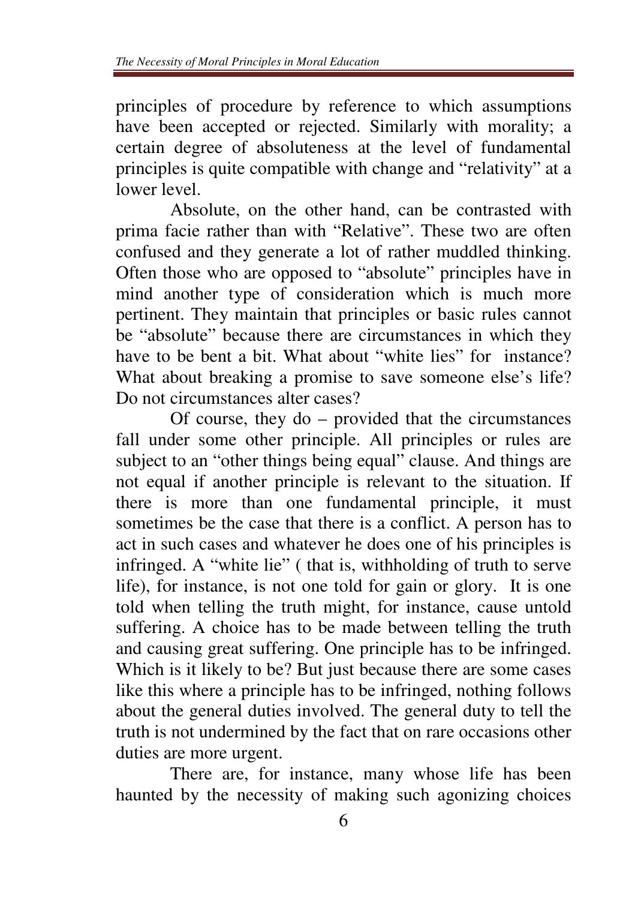principles of procedure by reference to which assumptions have been accepted or rejected. Similarly with morality; a certain degree of absoluteness at the level of fundamental principles is quite compatible with change and "relativity" at a lower level.

Absolute, on the other hand, can be contrasted with prima facie rather than with "Relative". These two are often confused and they generate a lot of rather muddled thinking. Often those who are opposed to "absolute" principles have in mind another type of consideration which is much more pertinent. They maintain that principles or basic rules cannot be "absolute" because there are circumstances in which they have to be bent a bit. What about "white lies" for instance? What about breaking a promise to save someone else's life? Do not circumstances alter cases?

Of course, they do – provided that the circumstances fall under some other principle. All principles or rules are subject to an "other things being equal" clause. And things are not equal if another principle is relevant to the situation. If there is more than one fundamental principle, it must sometimes be the case that there is a conflict. A person has to act in such cases and whatever he does one of his principles is infringed. A "white lie" ( that is, withholding of truth to serve life), for instance, is not one told for gain or glory. It is one told when telling the truth might, for instance, cause untold suffering. A choice has to be made between telling the truth and causing great suffering. One principle has to be infringed. Which is it likely to be? But just because there are some cases like this where a principle has to be infringed, nothing follows about the general duties involved. The general duty to tell the truth is not undermined by the fact that on rare occasions other duties are more urgent.

There are, for instance, many whose life has been haunted by the necessity of making such agonizing choices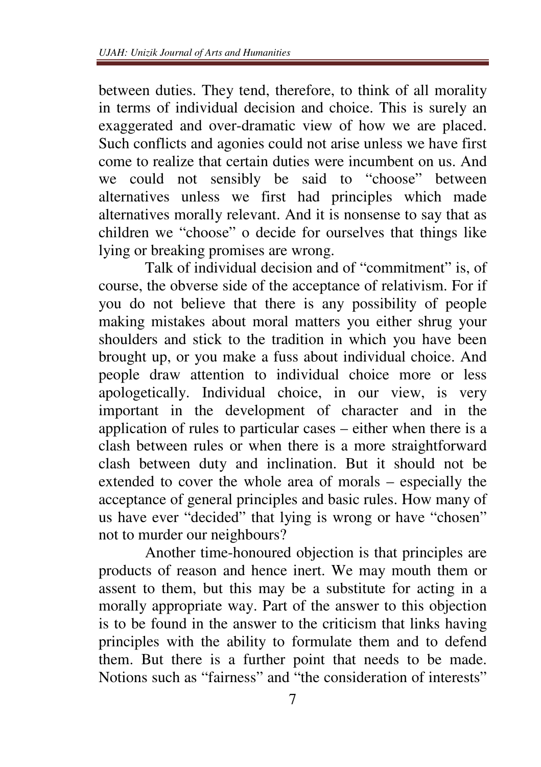between duties. They tend, therefore, to think of all morality in terms of individual decision and choice. This is surely an exaggerated and over-dramatic view of how we are placed. Such conflicts and agonies could not arise unless we have first come to realize that certain duties were incumbent on us. And we could not sensibly be said to "choose" between alternatives unless we first had principles which made alternatives morally relevant. And it is nonsense to say that as children we "choose" o decide for ourselves that things like lying or breaking promises are wrong.

Talk of individual decision and of "commitment" is, of course, the obverse side of the acceptance of relativism. For if you do not believe that there is any possibility of people making mistakes about moral matters you either shrug your shoulders and stick to the tradition in which you have been brought up, or you make a fuss about individual choice. And people draw attention to individual choice more or less apologetically. Individual choice, in our view, is very important in the development of character and in the application of rules to particular cases – either when there is a clash between rules or when there is a more straightforward clash between duty and inclination. But it should not be extended to cover the whole area of morals – especially the acceptance of general principles and basic rules. How many of us have ever "decided" that lying is wrong or have "chosen" not to murder our neighbours?

Another time-honoured objection is that principles are products of reason and hence inert. We may mouth them or assent to them, but this may be a substitute for acting in a morally appropriate way. Part of the answer to this objection is to be found in the answer to the criticism that links having principles with the ability to formulate them and to defend them. But there is a further point that needs to be made. Notions such as "fairness" and "the consideration of interests"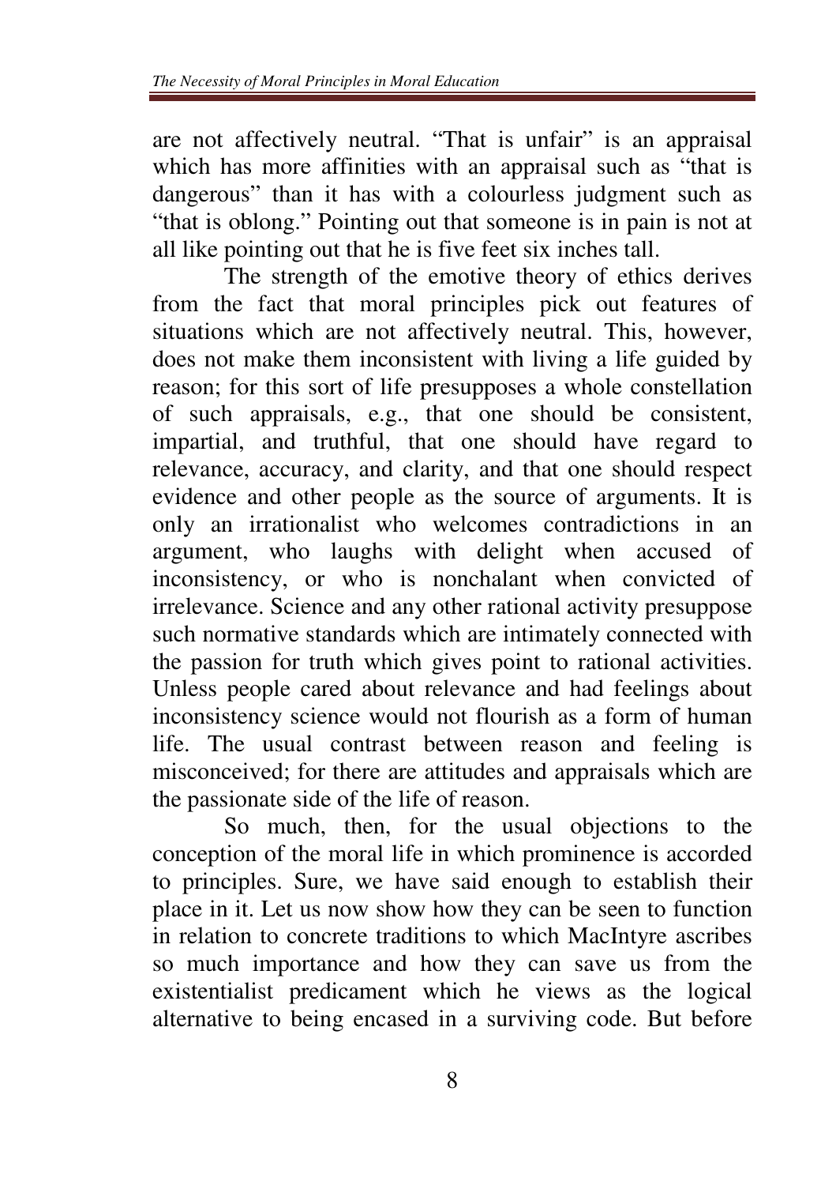are not affectively neutral. "That is unfair" is an appraisal which has more affinities with an appraisal such as "that is dangerous" than it has with a colourless judgment such as "that is oblong." Pointing out that someone is in pain is not at all like pointing out that he is five feet six inches tall.

The strength of the emotive theory of ethics derives from the fact that moral principles pick out features of situations which are not affectively neutral. This, however, does not make them inconsistent with living a life guided by reason; for this sort of life presupposes a whole constellation of such appraisals, e.g., that one should be consistent, impartial, and truthful, that one should have regard to relevance, accuracy, and clarity, and that one should respect evidence and other people as the source of arguments. It is only an irrationalist who welcomes contradictions in an argument, who laughs with delight when accused of inconsistency, or who is nonchalant when convicted of irrelevance. Science and any other rational activity presuppose such normative standards which are intimately connected with the passion for truth which gives point to rational activities. Unless people cared about relevance and had feelings about inconsistency science would not flourish as a form of human life. The usual contrast between reason and feeling is misconceived; for there are attitudes and appraisals which are the passionate side of the life of reason.

So much, then, for the usual objections to the conception of the moral life in which prominence is accorded to principles. Sure, we have said enough to establish their place in it. Let us now show how they can be seen to function in relation to concrete traditions to which MacIntyre ascribes so much importance and how they can save us from the existentialist predicament which he views as the logical alternative to being encased in a surviving code. But before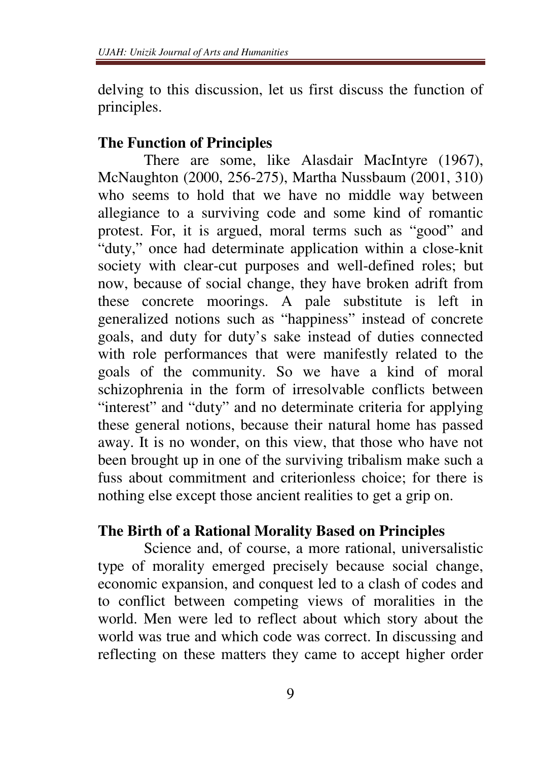delving to this discussion, let us first discuss the function of principles.

## The Function of Principles

There are some, like Alasdair MacIntyre (1967), McNaughton (2000, 256-275), Martha Nussbaum (2001, 310) who seems to hold that we have no middle way between allegiance to a surviving code and some kind of romantic protest. For, it is argued, moral terms such as "good" and "duty," once had determinate application within a close-knit society with clear-cut purposes and well-defined roles; but now, because of social change, they have broken adrift from these concrete moorings. A pale substitute is left in generalized notions such as "happiness" instead of concrete goals, and duty for duty's sake instead of duties connected with role performances that were manifestly related to the goals of the community. So we have a kind of moral schizophrenia in the form of irresolvable conflicts between "interest" and "duty" and no determinate criteria for applying these general notions, because their natural home has passed away. It is no wonder, on this view, that those who have not been brought up in one of the surviving tribalism make such a fuss about commitment and criterionless choice; for there is nothing else except those ancient realities to get a grip on.

## The Birth of a Rational Morality Based on Principles

Science and, of course, a more rational, universalistic type of morality emerged precisely because social change, economic expansion, and conquest led to a clash of codes and to conflict between competing views of moralities in the world. Men were led to reflect about which story about the world was true and which code was correct. In discussing and reflecting on these matters they came to accept higher order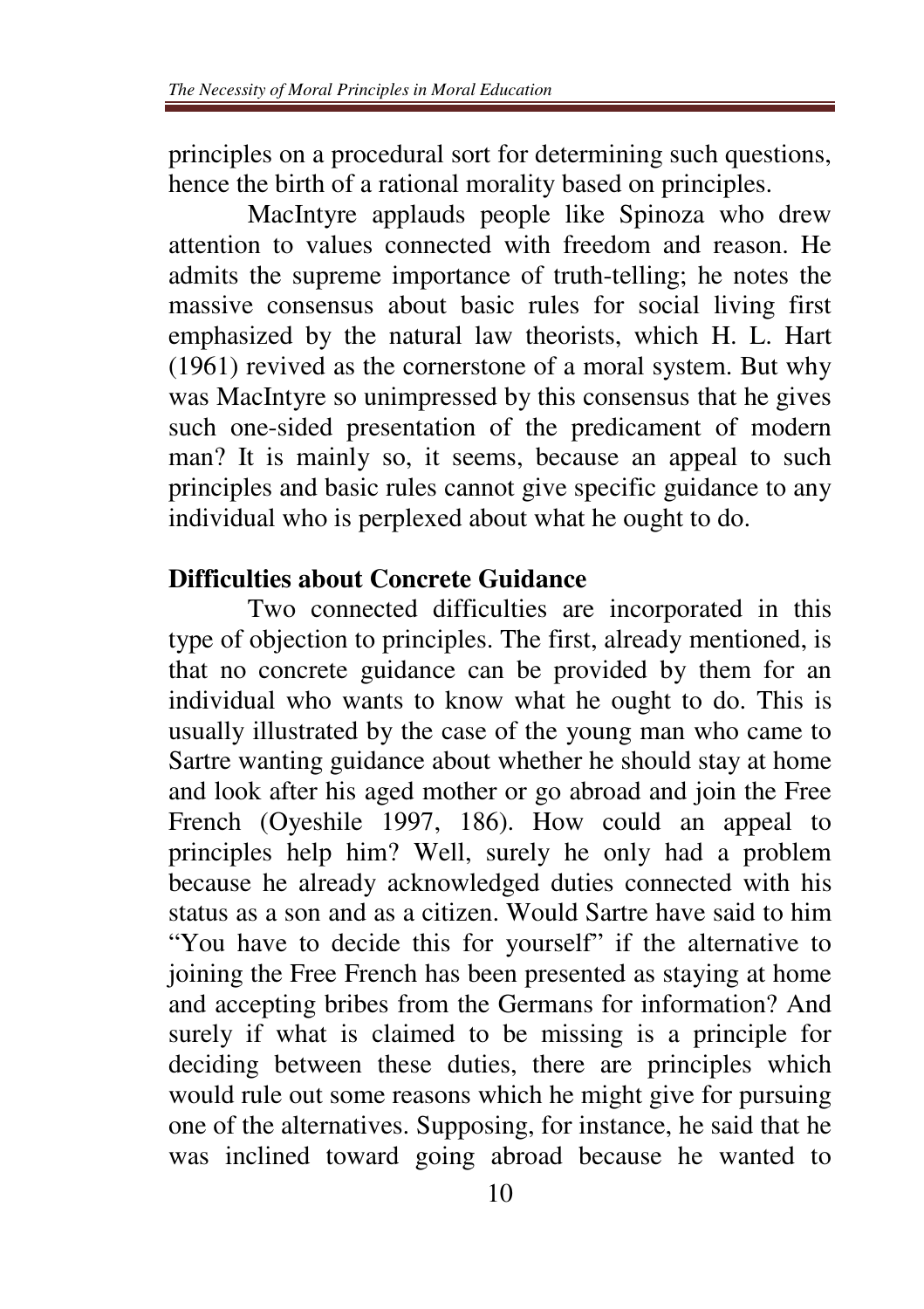principles on a procedural sort for determining such questions, hence the birth of a rational morality based on principles.

MacIntyre applauds people like Spinoza who drew attention to values connected with freedom and reason. He admits the supreme importance of truth-telling; he notes the massive consensus about basic rules for social living first emphasized by the natural law theorists, which H. L. Hart (1961) revived as the cornerstone of a moral system. But why was MacIntyre so unimpressed by this consensus that he gives such one-sided presentation of the predicament of modern man? It is mainly so, it seems, because an appeal to such principles and basic rules cannot give specific guidance to any individual who is perplexed about what he ought to do.

## Difficulties about Concrete Guidance

Two connected difficulties are incorporated in this type of objection to principles. The first, already mentioned, is that no concrete guidance can be provided by them for an individual who wants to know what he ought to do. This is usually illustrated by the case of the young man who came to Sartre wanting guidance about whether he should stay at home and look after his aged mother or go abroad and join the Free French (Oyeshile 1997, 186). How could an appeal to principles help him? Well, surely he only had a problem because he already acknowledged duties connected with his status as a son and as a citizen. Would Sartre have said to him "You have to decide this for yourself" if the alternative to joining the Free French has been presented as staying at home and accepting bribes from the Germans for information? And surely if what is claimed to be missing is a principle for deciding between these duties, there are principles which would rule out some reasons which he might give for pursuing one of the alternatives. Supposing, for instance, he said that he was inclined toward going abroad because he wanted to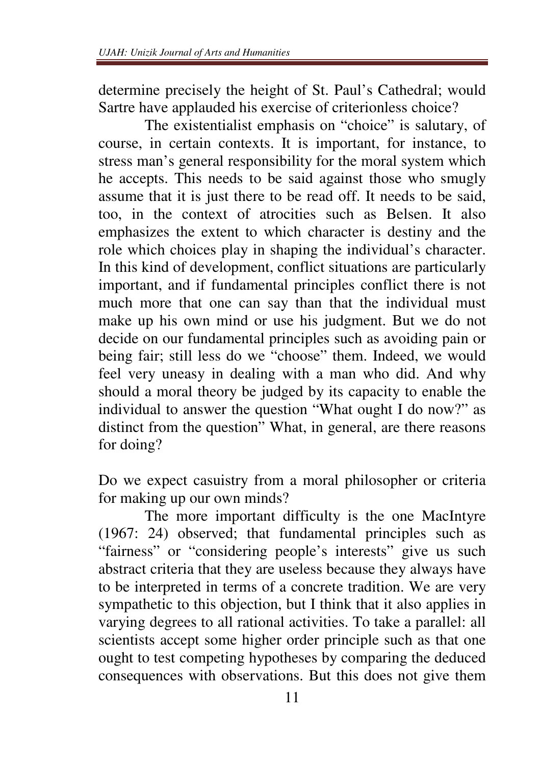determine precisely the height of St. Paul's Cathedral; would Sartre have applauded his exercise of criterionless choice?

The existentialist emphasis on "choice" is salutary, of course, in certain contexts. It is important, for instance, to stress man's general responsibility for the moral system which he accepts. This needs to be said against those who smugly assume that it is just there to be read off. It needs to be said, too, in the context of atrocities such as Belsen. It also emphasizes the extent to which character is destiny and the role which choices play in shaping the individual's character. In this kind of development, conflict situations are particularly important, and if fundamental principles conflict there is not much more that one can say than that the individual must make up his own mind or use his judgment. But we do not decide on our fundamental principles such as avoiding pain or being fair; still less do we "choose" them. Indeed, we would feel very uneasy in dealing with a man who did. And why should a moral theory be judged by its capacity to enable the individual to answer the question "What ought I do now?" as distinct from the question" What, in general, are there reasons for doing?

Do we expect casuistry from a moral philosopher or criteria for making up our own minds?

The more important difficulty is the one MacIntyre (1967: 24) observed; that fundamental principles such as "fairness" or "considering people's interests" give us such abstract criteria that they are useless because they always have to be interpreted in terms of a concrete tradition. We are very sympathetic to this objection, but I think that it also applies in varying degrees to all rational activities. To take a parallel: all scientists accept some higher order principle such as that one ought to test competing hypotheses by comparing the deduced consequences with observations. But this does not give them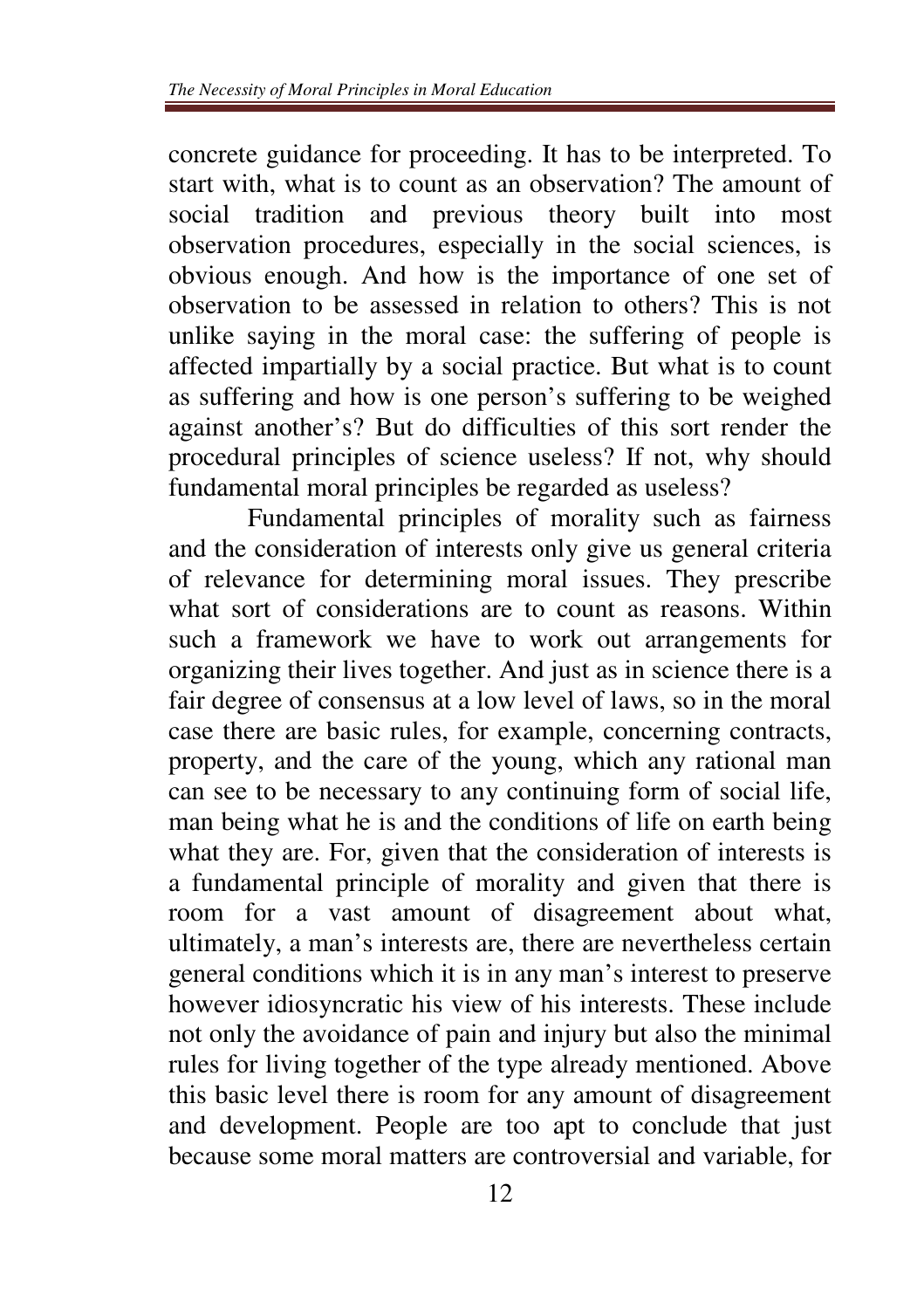concrete guidance for proceeding. It has to be interpreted. To start with, what is to count as an observation? The amount of social tradition and previous theory built into most observation procedures, especially in the social sciences, is obvious enough. And how is the importance of one set of observation to be assessed in relation to others? This is not unlike saying in the moral case: the suffering of people is affected impartially by a social practice. But what is to count as suffering and how is one person's suffering to be weighed against another's? But do difficulties of this sort render the procedural principles of science useless? If not, why should fundamental moral principles be regarded as useless?

Fundamental principles of morality such as fairness and the consideration of interests only give us general criteria of relevance for determining moral issues. They prescribe what sort of considerations are to count as reasons. Within such a framework we have to work out arrangements for organizing their lives together. And just as in science there is a fair degree of consensus at a low level of laws, so in the moral case there are basic rules, for example, concerning contracts, property, and the care of the young, which any rational man can see to be necessary to any continuing form of social life, man being what he is and the conditions of life on earth being what they are. For, given that the consideration of interests is a fundamental principle of morality and given that there is room for a vast amount of disagreement about what, ultimately, a man's interests are, there are nevertheless certain general conditions which it is in any man's interest to preserve however idiosyncratic his view of his interests. These include not only the avoidance of pain and injury but also the minimal rules for living together of the type already mentioned. Above this basic level there is room for any amount of disagreement and development. People are too apt to conclude that just because some moral matters are controversial and variable, for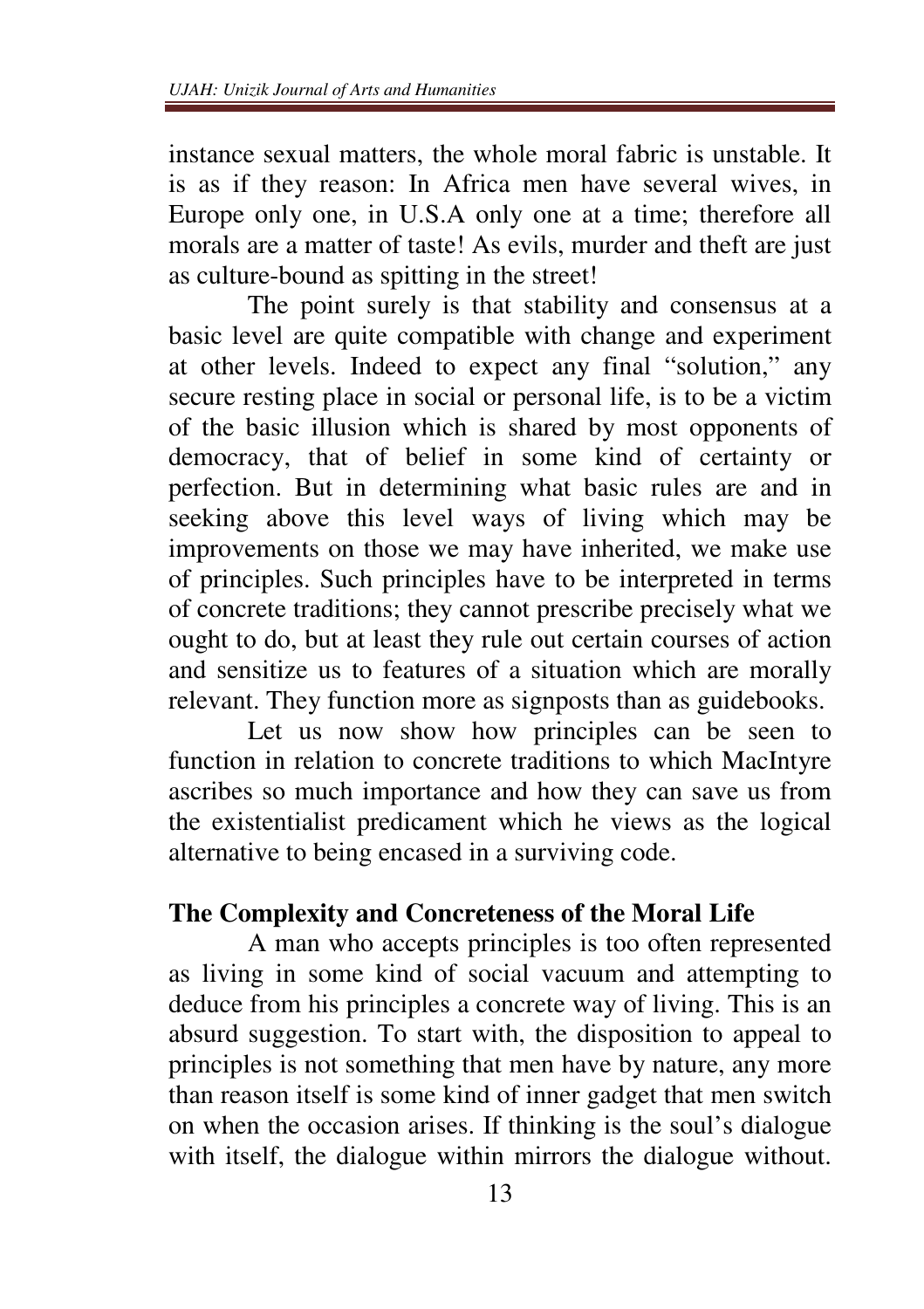instance sexual matters, the whole moral fabric is unstable. It is as if they reason: In Africa men have several wives, in Europe only one, in U.S.A only one at a time; therefore all morals are a matter of taste! As evils, murder and theft are just as culture-bound as spitting in the street!

The point surely is that stability and consensus at a basic level are quite compatible with change and experiment at other levels. Indeed to expect any final "solution," any secure resting place in social or personal life, is to be a victim of the basic illusion which is shared by most opponents of democracy, that of belief in some kind of certainty or perfection. But in determining what basic rules are and in seeking above this level ways of living which may be improvements on those we may have inherited, we make use of principles. Such principles have to be interpreted in terms of concrete traditions; they cannot prescribe precisely what we ought to do, but at least they rule out certain courses of action and sensitize us to features of a situation which are morally relevant. They function more as signposts than as guidebooks.

Let us now show how principles can be seen to function in relation to concrete traditions to which MacIntyre ascribes so much importance and how they can save us from the existentialist predicament which he views as the logical alternative to being encased in a surviving code.

**The Complexity and Concreteness of the Moral Life**

A man who accepts principles is too often represented as living in some kind of social vacuum and attempting to deduce from his principles a concrete way of living. This is an absurd suggestion. To start with, the disposition to appeal to principles is not something that men have by nature, any more than reason itself is some kind of inner gadget that men switch on when the occasion arises. If thinking is the soul's dialogue with itself, the dialogue within mirrors the dialogue without.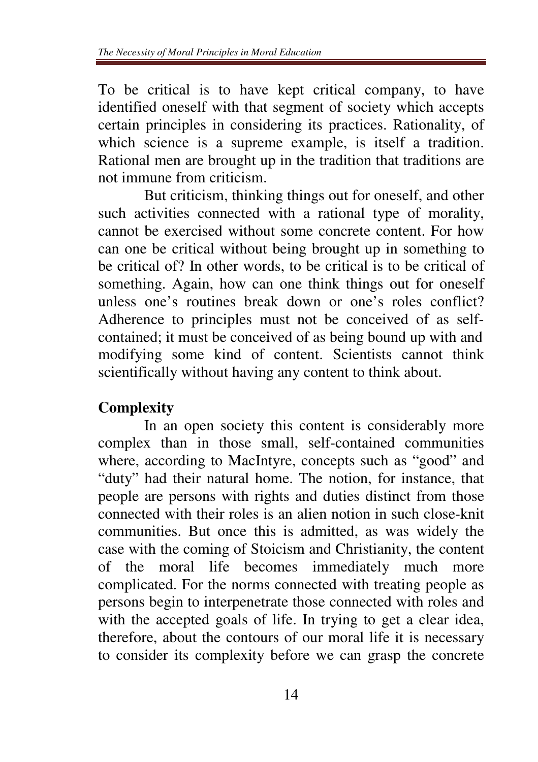To be critical is to have kept critical company, to have identified oneself with that segment of society which accepts certain principles in considering its practices. Rationality, of which science is a supreme example, is itself a tradition. Rational men are brought up in the tradition that traditions are not immune from criticism.

But criticism, thinking things out for oneself, and other such activities connected with a rational type of morality, cannot be exercised without some concrete content. For how can one be critical without being brought up in something to be critical of? In other words, to be critical is to be critical of something. Again, how can one think things out for oneself unless one's routines break down or one's roles conflict? Adherence to principles must not be conceived of as self-contained; it must be conceived of as being bound up with and modifying some kind of content. Scientists cannot think scientifically without having any content to think about.

## Complexity

In an open society this content is considerably more complex than in those small, self-contained communities where, according to MacIntyre, concepts such as "good" and "duty" had their natural home. The notion, for instance, that people are persons with rights and duties distinct from those connected with their roles is an alien notion in such close-knit communities. But once this is admitted, as was widely the case with the coming of Stoicism and Christianity, the content of the moral life becomes immediately much more complicated. For the norms connected with treating people as persons begin to interpenetrate those connected with roles and with the accepted goals of life. In trying to get a clear idea, therefore, about the contours of our moral life it is necessary to consider its complexity before we can grasp the concrete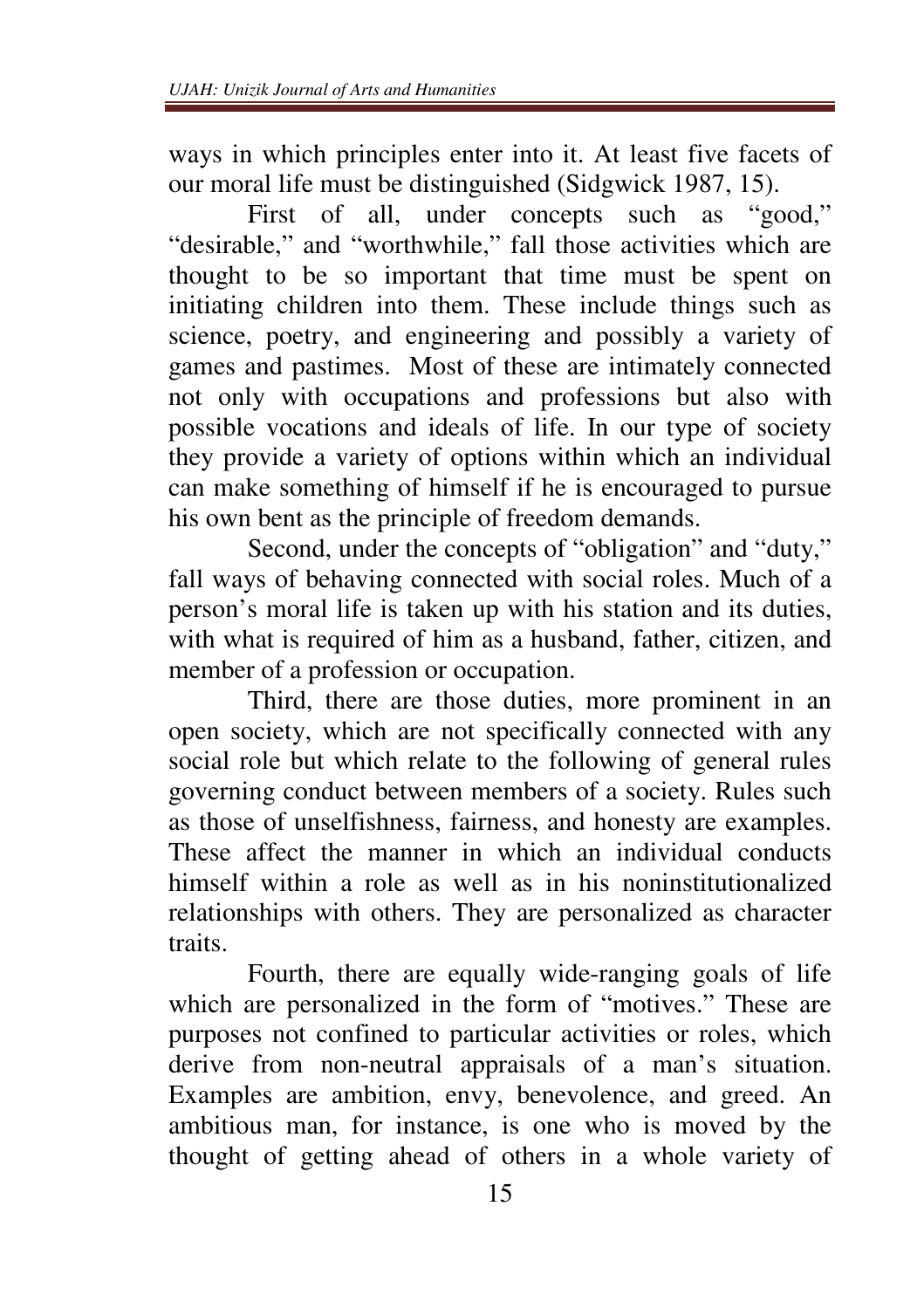ways in which principles enter into it. At least five facets of our moral life must be distinguished (Sidgwick 1987, 15).

First of all, under concepts such as "good," "desirable," and "worthwhile," fall those activities which are thought to be so important that time must be spent on initiating children into them. These include things such as science, poetry, and engineering and possibly a variety of games and pastimes. Most of these are intimately connected not only with occupations and professions but also with possible vocations and ideals of life. In our type of society they provide a variety of options within which an individual can make something of himself if he is encouraged to pursue his own bent as the principle of freedom demands.

Second, under the concepts of "obligation" and "duty," fall ways of behaving connected with social roles. Much of a person's moral life is taken up with his station and its duties, with what is required of him as a husband, father, citizen, and member of a profession or occupation.

Third, there are those duties, more prominent in an open society, which are not specifically connected with any social role but which relate to the following of general rules governing conduct between members of a society. Rules such as those of unselfishness, fairness, and honesty are examples. These affect the manner in which an individual conducts himself within a role as well as in his noninstitutionalized relationships with others. They are personalized as character traits.

Fourth, there are equally wide-ranging goals of life which are personalized in the form of "motives." These are purposes not confined to particular activities or roles, which derive from non-neutral appraisals of a man's situation. Examples are ambition, envy, benevolence, and greed. An ambitious man, for instance, is one who is moved by the thought of getting ahead of others in a whole variety of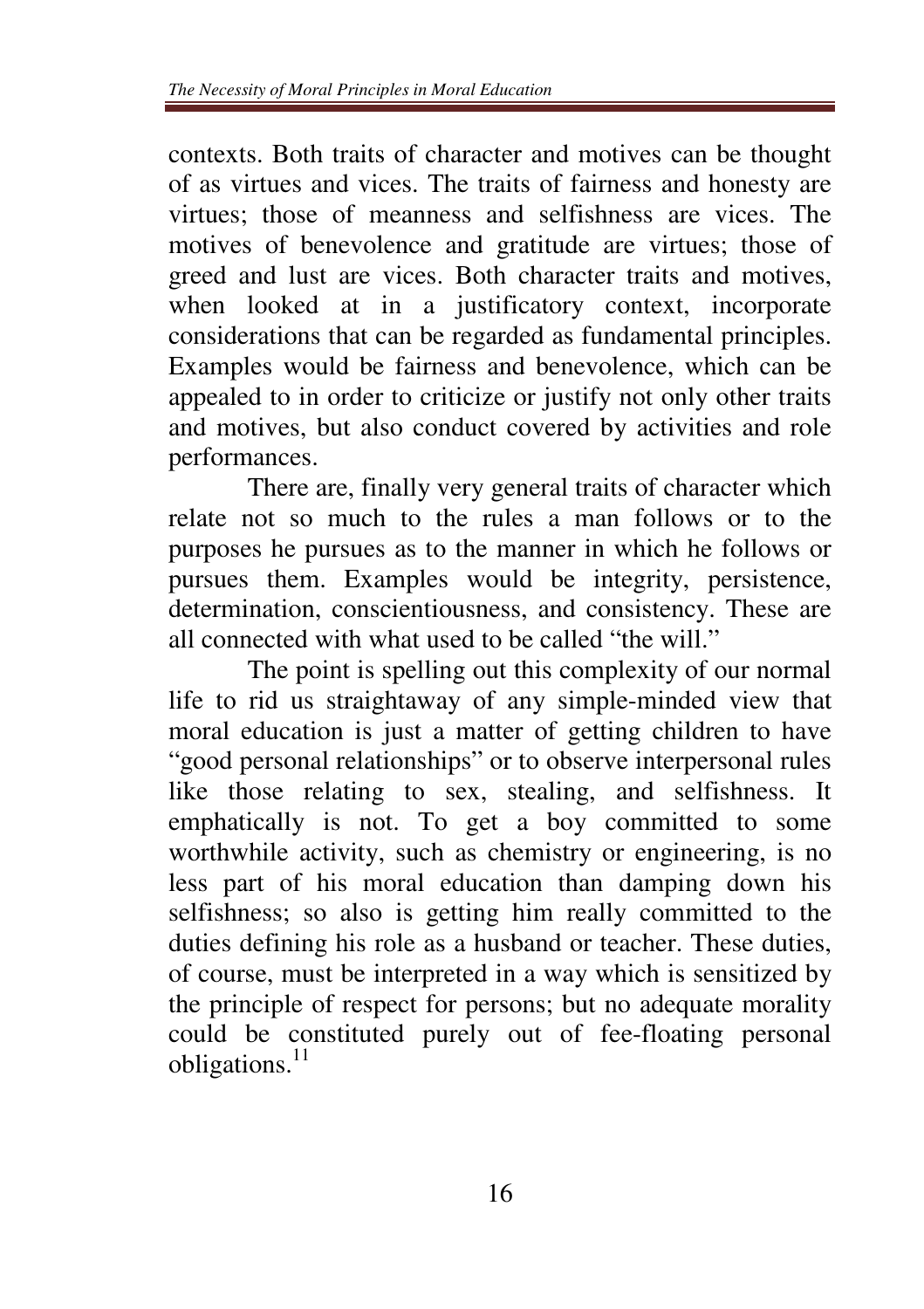contexts. Both traits of character and motives can be thought of as virtues and vices. The traits of fairness and honesty are virtues; those of meanness and selfishness are vices. The motives of benevolence and gratitude are virtues; those of greed and lust are vices. Both character traits and motives, when looked at in a justificatory context, incorporate considerations that can be regarded as fundamental principles. Examples would be fairness and benevolence, which can be appealed to in order to criticize or justify not only other traits and motives, but also conduct covered by activities and role performances.

There are, finally very general traits of character which relate not so much to the rules a man follows or to the purposes he pursues as to the manner in which he follows or pursues them. Examples would be integrity, persistence, determination, conscientiousness, and consistency. These are all connected with what used to be called "the will."

The point is spelling out this complexity of our normal life to rid us straightaway of any simple-minded view that moral education is just a matter of getting children to have "good personal relationships" or to observe interpersonal rules like those relating to sex, stealing, and selfishness. It emphatically is not. To get a boy committed to some worthwhile activity, such as chemistry or engineering, is no less part of his moral education than damping down his selfishness; so also is getting him really committed to the duties defining his role as a husband or teacher. These duties, of course, must be interpreted in a way which is sensitized by the principle of respect for persons; but no adequate morality could be constituted purely out of fee-floating personal obligations.[11]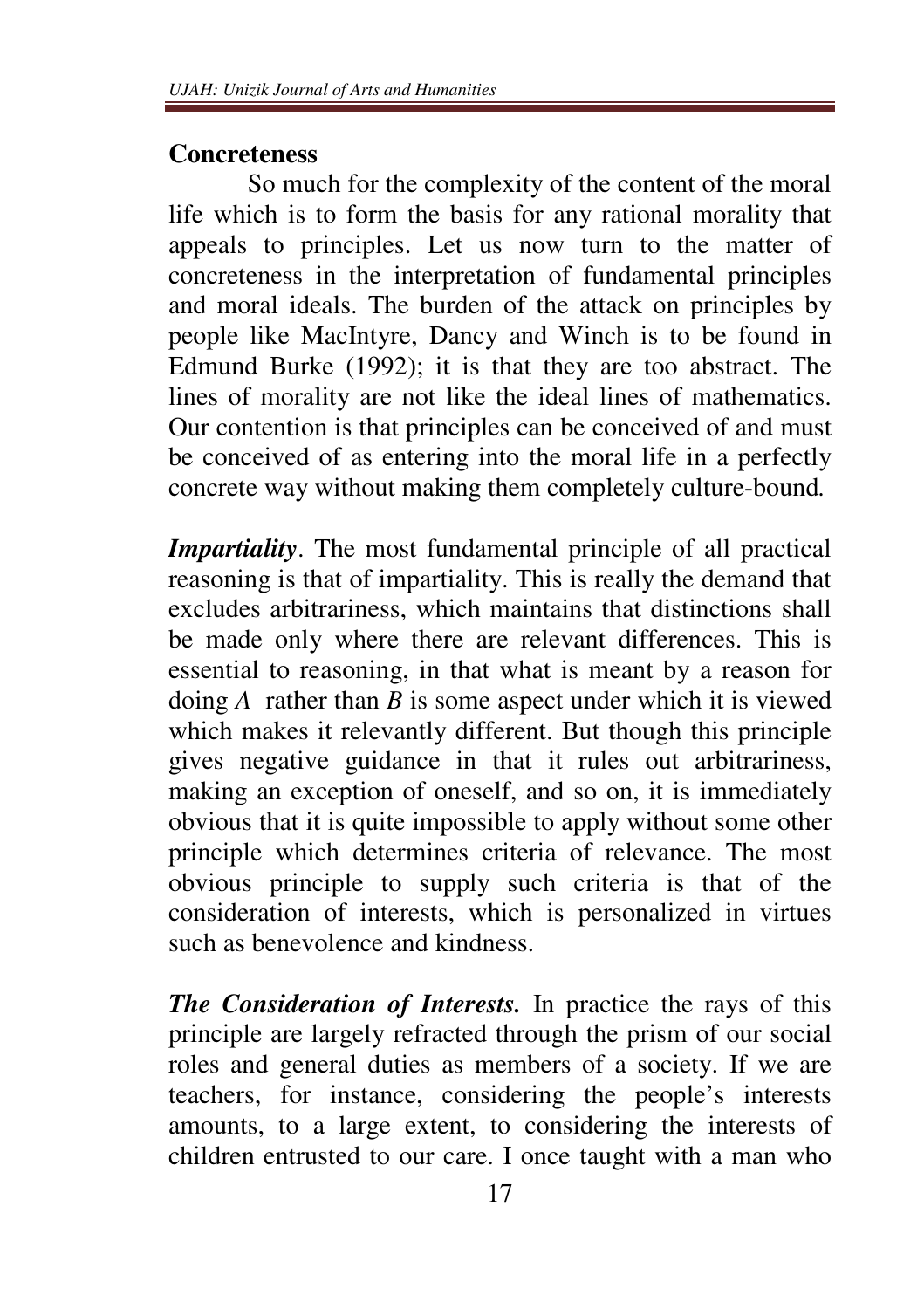## Concreteness

So much for the complexity of the content of the moral life which is to form the basis for any rational morality that appeals to principles. Let us now turn to the matter of concreteness in the interpretation of fundamental principles and moral ideals. The burden of the attack on principles by people like MacIntyre, Dancy and Winch is to be found in Edmund Burke (1992); it is that they are too abstract. The lines of morality are not like the ideal lines of mathematics. Our contention is that principles can be conceived of and must be conceived of as entering into the moral life in a perfectly concrete way without making them completely culture-bound.

***Impartiality***. The most fundamental principle of all practical reasoning is that of impartiality. This is really the demand that excludes arbitrariness, which maintains that distinctions shall be made only where there are relevant differences. This is essential to reasoning, in that what is meant by a reason for doing *A* rather than *B* is some aspect under which it is viewed which makes it relevantly different. But though this principle gives negative guidance in that it rules out arbitrariness, making an exception of oneself, and so on, it is immediately obvious that it is quite impossible to apply without some other principle which determines criteria of relevance. The most obvious principle to supply such criteria is that of the consideration of interests, which is personalized in virtues such as benevolence and kindness.

***The Consideration of Interests.*** In practice the rays of this principle are largely refracted through the prism of our social roles and general duties as members of a society. If we are teachers, for instance, considering the people's interests amounts, to a large extent, to considering the interests of children entrusted to our care. I once taught with a man who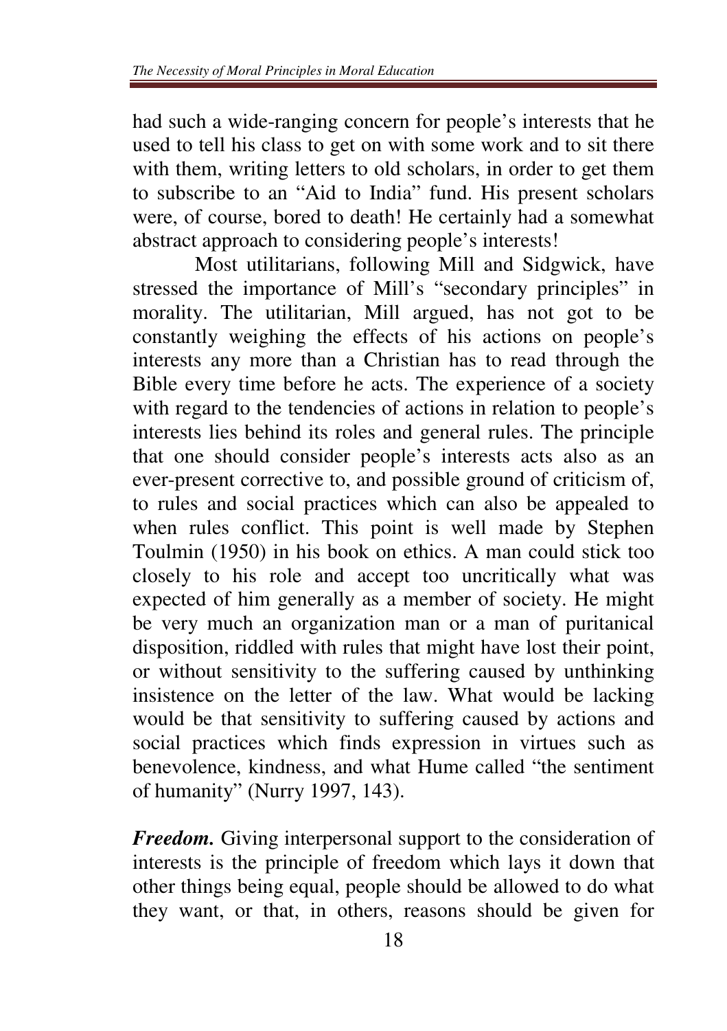had such a wide-ranging concern for people's interests that he used to tell his class to get on with some work and to sit there with them, writing letters to old scholars, in order to get them to subscribe to an "Aid to India" fund. His present scholars were, of course, bored to death! He certainly had a somewhat abstract approach to considering people's interests!

Most utilitarians, following Mill and Sidgwick, have stressed the importance of Mill's "secondary principles" in morality. The utilitarian, Mill argued, has not got to be constantly weighing the effects of his actions on people's interests any more than a Christian has to read through the Bible every time before he acts. The experience of a society with regard to the tendencies of actions in relation to people's interests lies behind its roles and general rules. The principle that one should consider people's interests acts also as an ever-present corrective to, and possible ground of criticism of, to rules and social practices which can also be appealed to when rules conflict. This point is well made by Stephen Toulmin (1950) in his book on ethics. A man could stick too closely to his role and accept too uncritically what was expected of him generally as a member of society. He might be very much an organization man or a man of puritanical disposition, riddled with rules that might have lost their point, or without sensitivity to the suffering caused by unthinking insistence on the letter of the law. What would be lacking would be that sensitivity to suffering caused by actions and social practices which finds expression in virtues such as benevolence, kindness, and what Hume called "the sentiment of humanity" (Nurry 1997, 143).

***Freedom.*** Giving interpersonal support to the consideration of interests is the principle of freedom which lays it down that other things being equal, people should be allowed to do what they want, or that, in others, reasons should be given for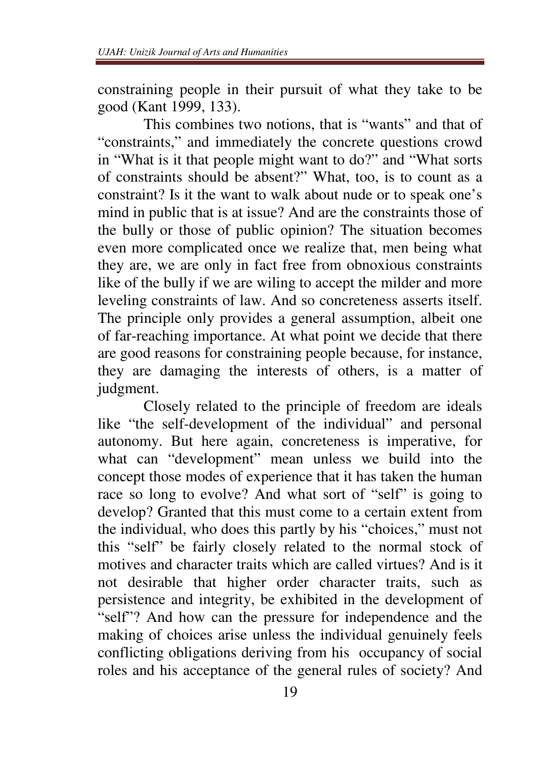constraining people in their pursuit of what they take to be good (Kant 1999, 133).

This combines two notions, that is "wants" and that of "constraints," and immediately the concrete questions crowd in "What is it that people might want to do?" and "What sorts of constraints should be absent?" What, too, is to count as a constraint? Is it the want to walk about nude or to speak one's mind in public that is at issue? And are the constraints those of the bully or those of public opinion? The situation becomes even more complicated once we realize that, men being what they are, we are only in fact free from obnoxious constraints like of the bully if we are wiling to accept the milder and more leveling constraints of law. And so concreteness asserts itself. The principle only provides a general assumption, albeit one of far-reaching importance. At what point we decide that there are good reasons for constraining people because, for instance, they are damaging the interests of others, is a matter of judgment.

Closely related to the principle of freedom are ideals like "the self-development of the individual" and personal autonomy. But here again, concreteness is imperative, for what can "development" mean unless we build into the concept those modes of experience that it has taken the human race so long to evolve? And what sort of "self" is going to develop? Granted that this must come to a certain extent from the individual, who does this partly by his "choices," must not this "self" be fairly closely related to the normal stock of motives and character traits which are called virtues? And is it not desirable that higher order character traits, such as persistence and integrity, be exhibited in the development of "self"? And how can the pressure for independence and the making of choices arise unless the individual genuinely feels conflicting obligations deriving from his occupancy of social roles and his acceptance of the general rules of society? And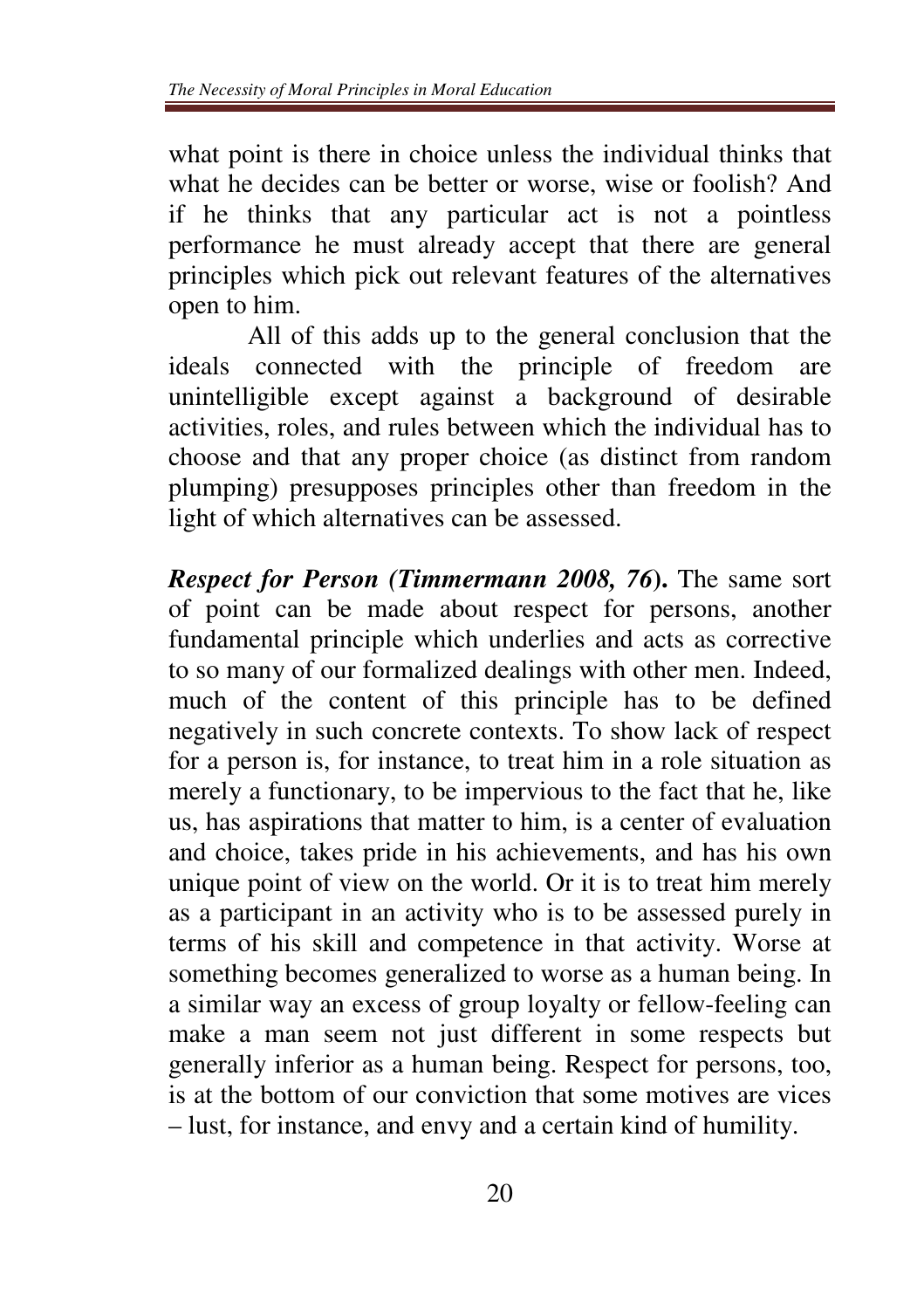what point is there in choice unless the individual thinks that what he decides can be better or worse, wise or foolish? And if he thinks that any particular act is not a pointless performance he must already accept that there are general principles which pick out relevant features of the alternatives open to him.

All of this adds up to the general conclusion that the ideals connected with the principle of freedom are unintelligible except against a background of desirable activities, roles, and rules between which the individual has to choose and that any proper choice (as distinct from random plumping) presupposes principles other than freedom in the light of which alternatives can be assessed.

***Respect for Person (Timmermann 2008, 76*).** The same sort of point can be made about respect for persons, another fundamental principle which underlies and acts as corrective to so many of our formalized dealings with other men. Indeed, much of the content of this principle has to be defined negatively in such concrete contexts. To show lack of respect for a person is, for instance, to treat him in a role situation as merely a functionary, to be impervious to the fact that he, like us, has aspirations that matter to him, is a center of evaluation and choice, takes pride in his achievements, and has his own unique point of view on the world. Or it is to treat him merely as a participant in an activity who is to be assessed purely in terms of his skill and competence in that activity. Worse at something becomes generalized to worse as a human being. In a similar way an excess of group loyalty or fellow-feeling can make a man seem not just different in some respects but generally inferior as a human being. Respect for persons, too, is at the bottom of our conviction that some motives are vices – lust, for instance, and envy and a certain kind of humility.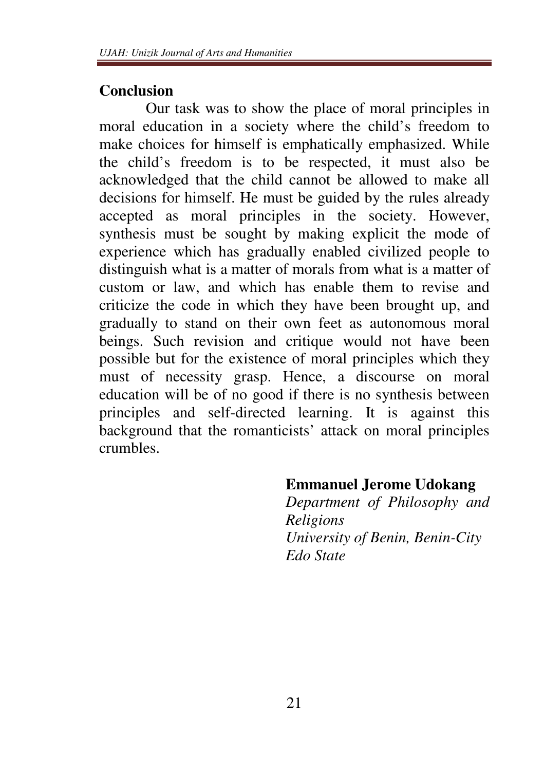## Conclusion

Our task was to show the place of moral principles in moral education in a society where the child's freedom to make choices for himself is emphatically emphasized. While the child's freedom is to be respected, it must also be acknowledged that the child cannot be allowed to make all decisions for himself. He must be guided by the rules already accepted as moral principles in the society. However, synthesis must be sought by making explicit the mode of experience which has gradually enabled civilized people to distinguish what is a matter of morals from what is a matter of custom or law, and which has enable them to revise and criticize the code in which they have been brought up, and gradually to stand on their own feet as autonomous moral beings. Such revision and critique would not have been possible but for the existence of moral principles which they must of necessity grasp. Hence, a discourse on moral education will be of no good if there is no synthesis between principles and self-directed learning. It is against this background that the romanticists' attack on moral principles crumbles.

**Emmanuel Jerome Udokang**
*Department of Philosophy and Religions*
*University of Benin, Benin-City*
*Edo State*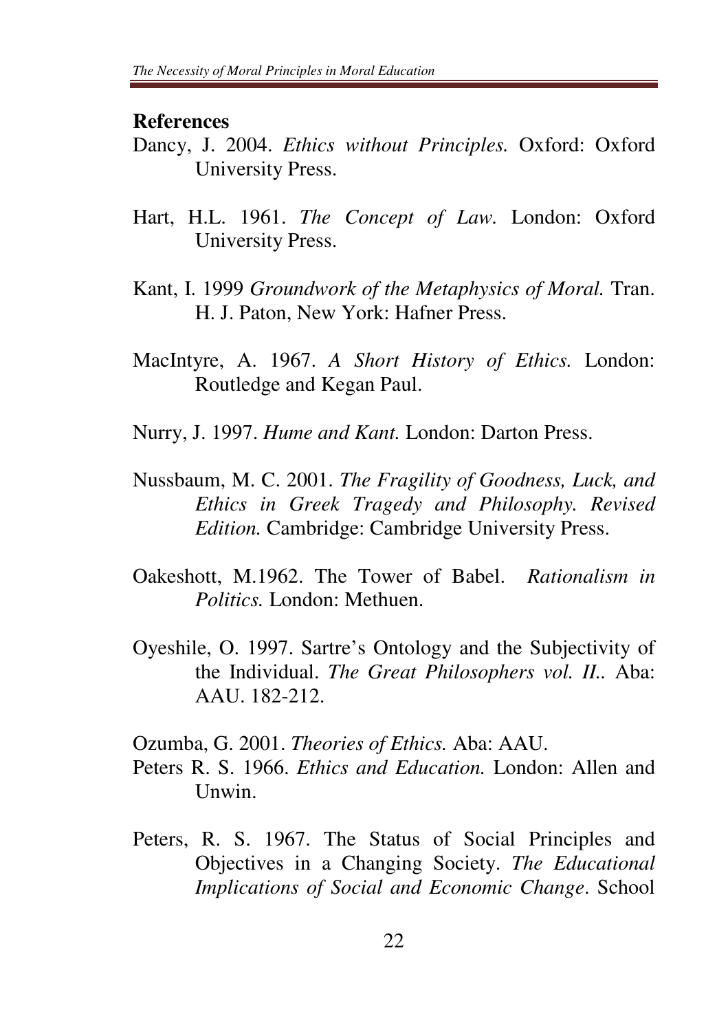## References

Dancy, J. 2004. *Ethics without Principles.* Oxford: Oxford University Press.

Hart, H.L. 1961. *The Concept of Law.* London: Oxford University Press.

Kant, I. 1999 *Groundwork of the Metaphysics of Moral.* Tran. H. J. Paton, New York: Hafner Press.

MacIntyre, A. 1967. *A Short History of Ethics.* London: Routledge and Kegan Paul.

Nurry, J. 1997. *Hume and Kant.* London: Darton Press.

Nussbaum, M. C. 2001. *The Fragility of Goodness, Luck, and Ethics in Greek Tragedy and Philosophy. Revised Edition.* Cambridge: Cambridge University Press.

Oakeshott, M.1962. The Tower of Babel. *Rationalism in Politics.* London: Methuen.

Oyeshile, O. 1997. Sartre's Ontology and the Subjectivity of the Individual. *The Great Philosophers vol. II..* Aba: AAU. 182-212.

Ozumba, G. 2001. *Theories of Ethics.* Aba: AAU.

Peters R. S. 1966. *Ethics and Education.* London: Allen and Unwin.

Peters, R. S. 1967. The Status of Social Principles and Objectives in a Changing Society. *The Educational Implications of Social and Economic Change*. School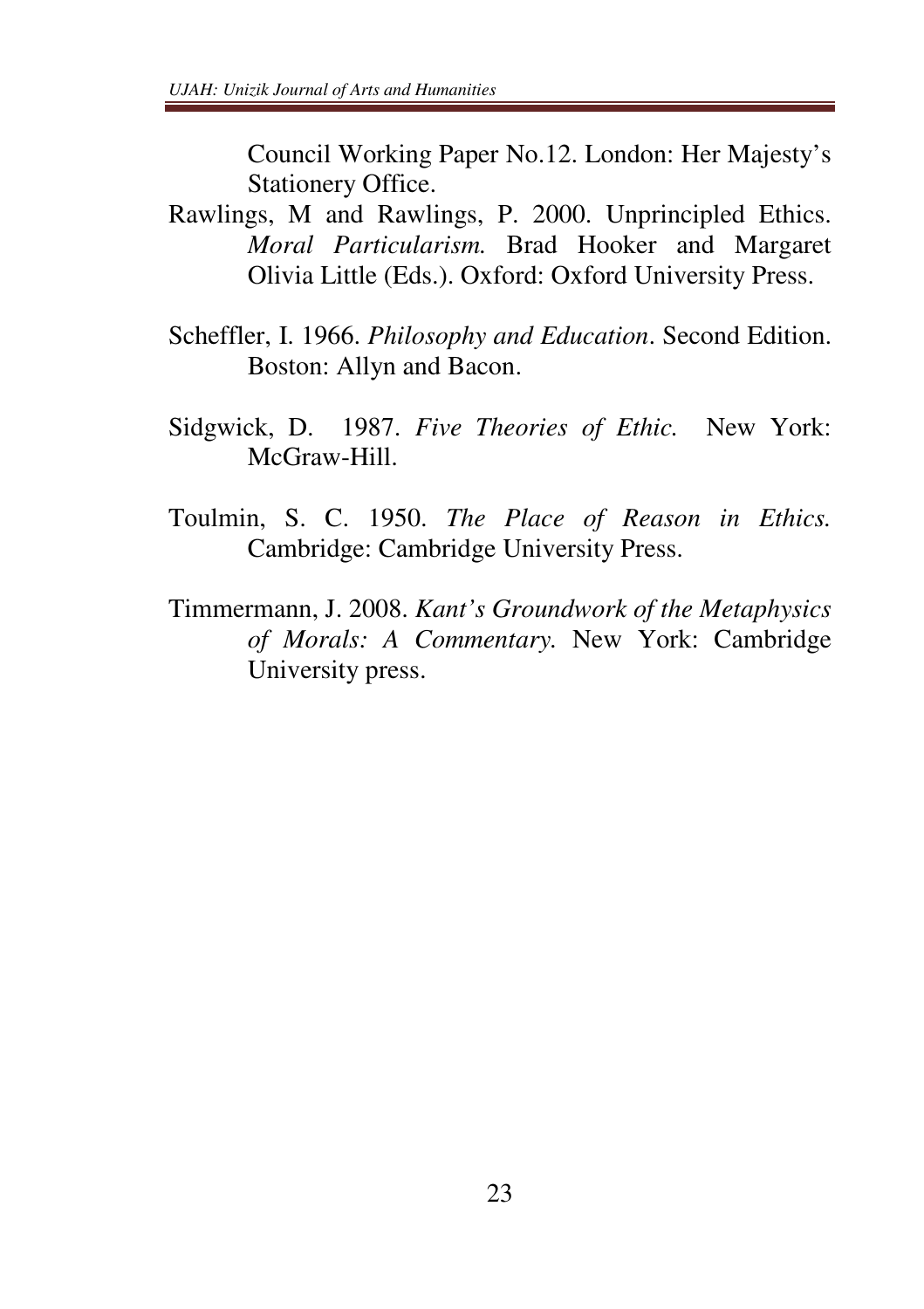Council Working Paper No.12. London: Her Majesty's Stationery Office.

Rawlings, M and Rawlings, P. 2000. Unprincipled Ethics. *Moral Particularism.* Brad Hooker and Margaret Olivia Little (Eds.). Oxford: Oxford University Press.

Scheffler, I. 1966. *Philosophy and Education*. Second Edition. Boston: Allyn and Bacon.

Sidgwick, D. 1987. *Five Theories of Ethic.* New York: McGraw-Hill.

Toulmin, S. C. 1950. *The Place of Reason in Ethics.* Cambridge: Cambridge University Press.

Timmermann, J. 2008. *Kant's Groundwork of the Metaphysics of Morals: A Commentary.* New York: Cambridge University press.